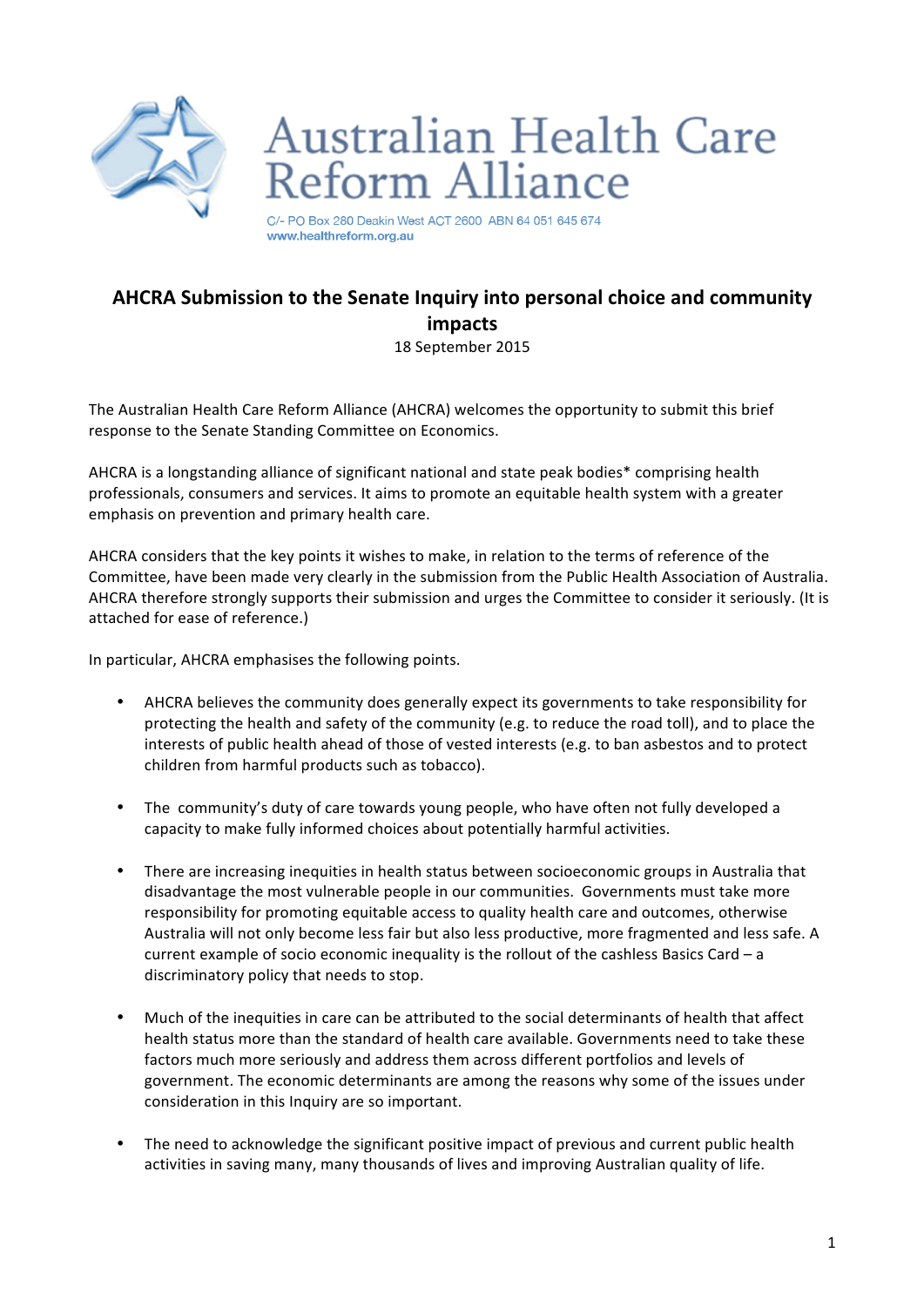Australian Health Care Reform Alliance

C/- PO Box 280 Deakin West ACT 2600 ABN 64 051 645 674
www.healthreform.org.au

# AHCRA Submission to the Senate Inquiry into personal choice and community impacts

18 September 2015

The Australian Health Care Reform Alliance (AHCRA) welcomes the opportunity to submit this brief response to the Senate Standing Committee on Economics.

AHCRA is a longstanding alliance of significant national and state peak bodies* comprising health professionals, consumers and services. It aims to promote an equitable health system with a greater emphasis on prevention and primary health care.

AHCRA considers that the key points it wishes to make, in relation to the terms of reference of the Committee, have been made very clearly in the submission from the Public Health Association of Australia. AHCRA therefore strongly supports their submission and urges the Committee to consider it seriously. (It is attached for ease of reference.)

In particular, AHCRA emphasises the following points.

- AHCRA believes the community does generally expect its governments to take responsibility for protecting the health and safety of the community (e.g. to reduce the road toll), and to place the interests of public health ahead of those of vested interests (e.g. to ban asbestos and to protect children from harmful products such as tobacco).

- The community's duty of care towards young people, who have often not fully developed a capacity to make fully informed choices about potentially harmful activities.

- There are increasing inequities in health status between socioeconomic groups in Australia that disadvantage the most vulnerable people in our communities. Governments must take more responsibility for promoting equitable access to quality health care and outcomes, otherwise Australia will not only become less fair but also less productive, more fragmented and less safe. A current example of socio economic inequality is the rollout of the cashless Basics Card – a discriminatory policy that needs to stop.

- Much of the inequities in care can be attributed to the social determinants of health that affect health status more than the standard of health care available. Governments need to take these factors much more seriously and address them across different portfolios and levels of government. The economic determinants are among the reasons why some of the issues under consideration in this Inquiry are so important.

- The need to acknowledge the significant positive impact of previous and current public health activities in saving many, many thousands of lives and improving Australian quality of life.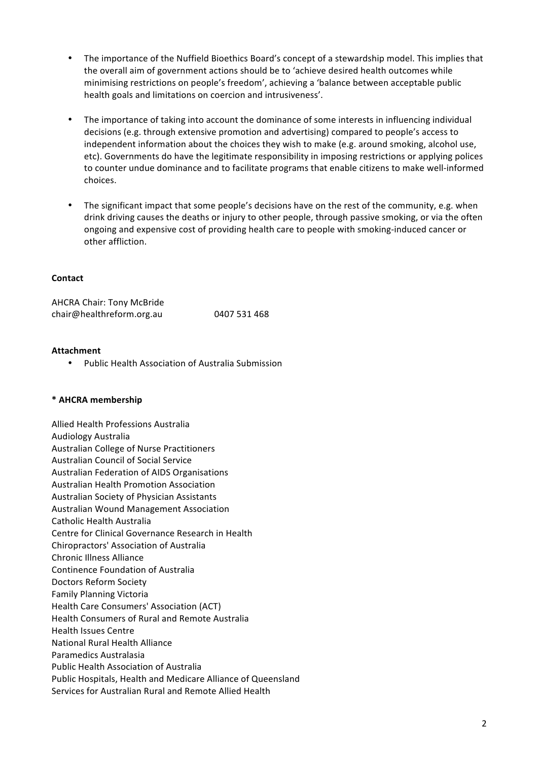- The importance of the Nuffield Bioethics Board's concept of a stewardship model. This implies that the overall aim of government actions should be to 'achieve desired health outcomes while minimising restrictions on people's freedom', achieving a 'balance between acceptable public health goals and limitations on coercion and intrusiveness'.

- The importance of taking into account the dominance of some interests in influencing individual decisions (e.g. through extensive promotion and advertising) compared to people's access to independent information about the choices they wish to make (e.g. around smoking, alcohol use, etc). Governments do have the legitimate responsibility in imposing restrictions or applying polices to counter undue dominance and to facilitate programs that enable citizens to make well-informed choices.

- The significant impact that some people's decisions have on the rest of the community, e.g. when drink driving causes the deaths or injury to other people, through passive smoking, or via the often ongoing and expensive cost of providing health care to people with smoking-induced cancer or other affliction.

**Contact**

AHCRA Chair: Tony McBride
chair@healthreform.org.au 0407 531 468

**Attachment**

- Public Health Association of Australia Submission

**\* AHCRA membership**

Allied Health Professions Australia
Audiology Australia
Australian College of Nurse Practitioners
Australian Council of Social Service
Australian Federation of AIDS Organisations
Australian Health Promotion Association
Australian Society of Physician Assistants
Australian Wound Management Association
Catholic Health Australia
Centre for Clinical Governance Research in Health
Chiropractors' Association of Australia
Chronic Illness Alliance
Continence Foundation of Australia
Doctors Reform Society
Family Planning Victoria
Health Care Consumers' Association (ACT)
Health Consumers of Rural and Remote Australia
Health Issues Centre
National Rural Health Alliance
Paramedics Australasia
Public Health Association of Australia
Public Hospitals, Health and Medicare Alliance of Queensland
Services for Australian Rural and Remote Allied Health